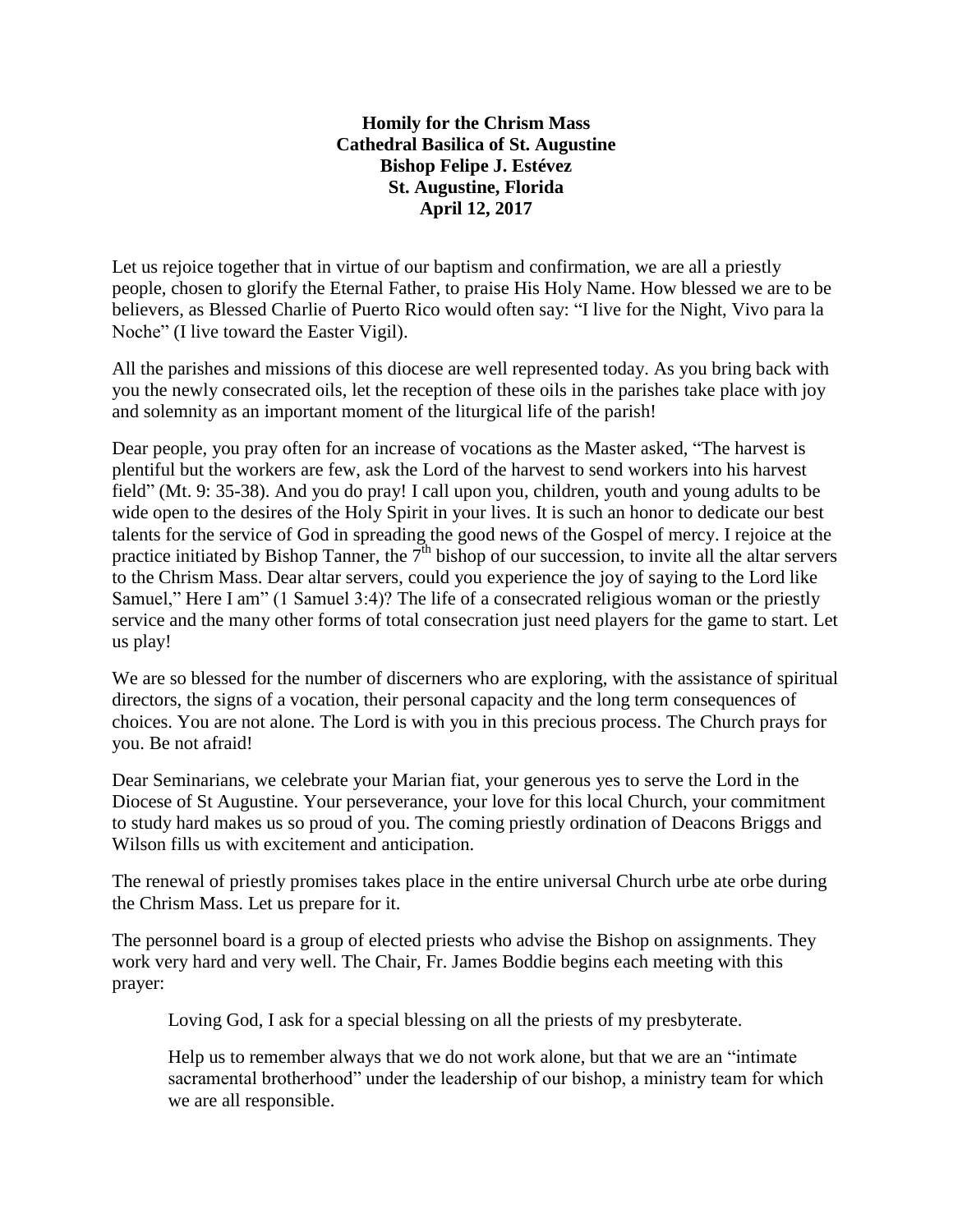**Homily for the Chrism Mass**
**Cathedral Basilica of St. Augustine**
**Bishop Felipe J. Estévez**
**St. Augustine, Florida**
**April 12, 2017**

Let us rejoice together that in virtue of our baptism and confirmation, we are all a priestly people, chosen to glorify the Eternal Father, to praise His Holy Name. How blessed we are to be believers, as Blessed Charlie of Puerto Rico would often say: "I live for the Night, Vivo para la Noche" (I live toward the Easter Vigil).

All the parishes and missions of this diocese are well represented today. As you bring back with you the newly consecrated oils, let the reception of these oils in the parishes take place with joy and solemnity as an important moment of the liturgical life of the parish!

Dear people, you pray often for an increase of vocations as the Master asked, "The harvest is plentiful but the workers are few, ask the Lord of the harvest to send workers into his harvest field" (Mt. 9: 35-38). And you do pray! I call upon you, children, youth and young adults to be wide open to the desires of the Holy Spirit in your lives. It is such an honor to dedicate our best talents for the service of God in spreading the good news of the Gospel of mercy. I rejoice at the practice initiated by Bishop Tanner, the 7th bishop of our succession, to invite all the altar servers to the Chrism Mass. Dear altar servers, could you experience the joy of saying to the Lord like Samuel," Here I am" (1 Samuel 3:4)? The life of a consecrated religious woman or the priestly service and the many other forms of total consecration just need players for the game to start. Let us play!

We are so blessed for the number of discerners who are exploring, with the assistance of spiritual directors, the signs of a vocation, their personal capacity and the long term consequences of choices. You are not alone. The Lord is with you in this precious process. The Church prays for you. Be not afraid!

Dear Seminarians, we celebrate your Marian fiat, your generous yes to serve the Lord in the Diocese of St Augustine. Your perseverance, your love for this local Church, your commitment to study hard makes us so proud of you. The coming priestly ordination of Deacons Briggs and Wilson fills us with excitement and anticipation.

The renewal of priestly promises takes place in the entire universal Church urbe ate orbe during the Chrism Mass. Let us prepare for it.

The personnel board is a group of elected priests who advise the Bishop on assignments. They work very hard and very well. The Chair, Fr. James Boddie begins each meeting with this prayer:

> Loving God, I ask for a special blessing on all the priests of my presbyterate.
>
> Help us to remember always that we do not work alone, but that we are an "intimate sacramental brotherhood" under the leadership of our bishop, a ministry team for which we are all responsible.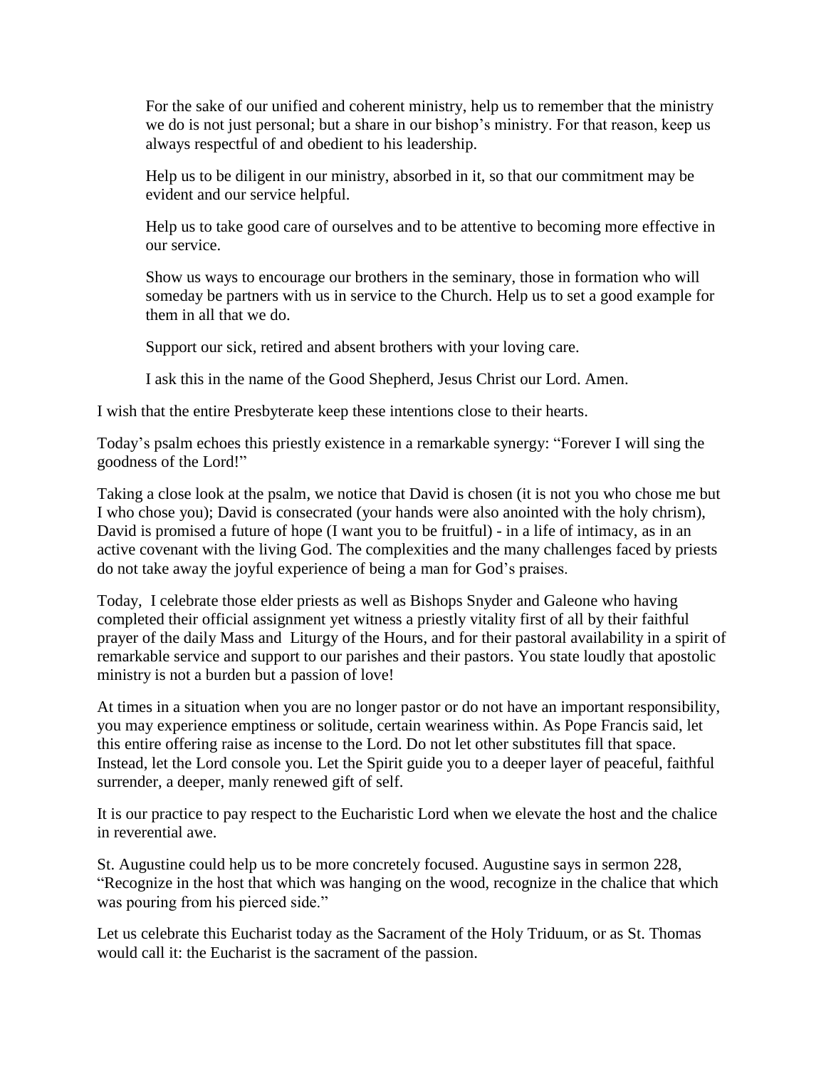> For the sake of our unified and coherent ministry, help us to remember that the ministry we do is not just personal; but a share in our bishop's ministry. For that reason, keep us always respectful of and obedient to his leadership.
>
> Help us to be diligent in our ministry, absorbed in it, so that our commitment may be evident and our service helpful.
>
> Help us to take good care of ourselves and to be attentive to becoming more effective in our service.
>
> Show us ways to encourage our brothers in the seminary, those in formation who will someday be partners with us in service to the Church. Help us to set a good example for them in all that we do.
>
> Support our sick, retired and absent brothers with your loving care.
>
> I ask this in the name of the Good Shepherd, Jesus Christ our Lord. Amen.

I wish that the entire Presbyterate keep these intentions close to their hearts.

Today's psalm echoes this priestly existence in a remarkable synergy: "Forever I will sing the goodness of the Lord!"

Taking a close look at the psalm, we notice that David is chosen (it is not you who chose me but I who chose you); David is consecrated (your hands were also anointed with the holy chrism), David is promised a future of hope (I want you to be fruitful) - in a life of intimacy, as in an active covenant with the living God. The complexities and the many challenges faced by priests do not take away the joyful experience of being a man for God's praises.

Today, I celebrate those elder priests as well as Bishops Snyder and Galeone who having completed their official assignment yet witness a priestly vitality first of all by their faithful prayer of the daily Mass and Liturgy of the Hours, and for their pastoral availability in a spirit of remarkable service and support to our parishes and their pastors. You state loudly that apostolic ministry is not a burden but a passion of love!

At times in a situation when you are no longer pastor or do not have an important responsibility, you may experience emptiness or solitude, certain weariness within. As Pope Francis said, let this entire offering raise as incense to the Lord. Do not let other substitutes fill that space. Instead, let the Lord console you. Let the Spirit guide you to a deeper layer of peaceful, faithful surrender, a deeper, manly renewed gift of self.

It is our practice to pay respect to the Eucharistic Lord when we elevate the host and the chalice in reverential awe.

St. Augustine could help us to be more concretely focused. Augustine says in sermon 228, "Recognize in the host that which was hanging on the wood, recognize in the chalice that which was pouring from his pierced side."

Let us celebrate this Eucharist today as the Sacrament of the Holy Triduum, or as St. Thomas would call it: the Eucharist is the sacrament of the passion.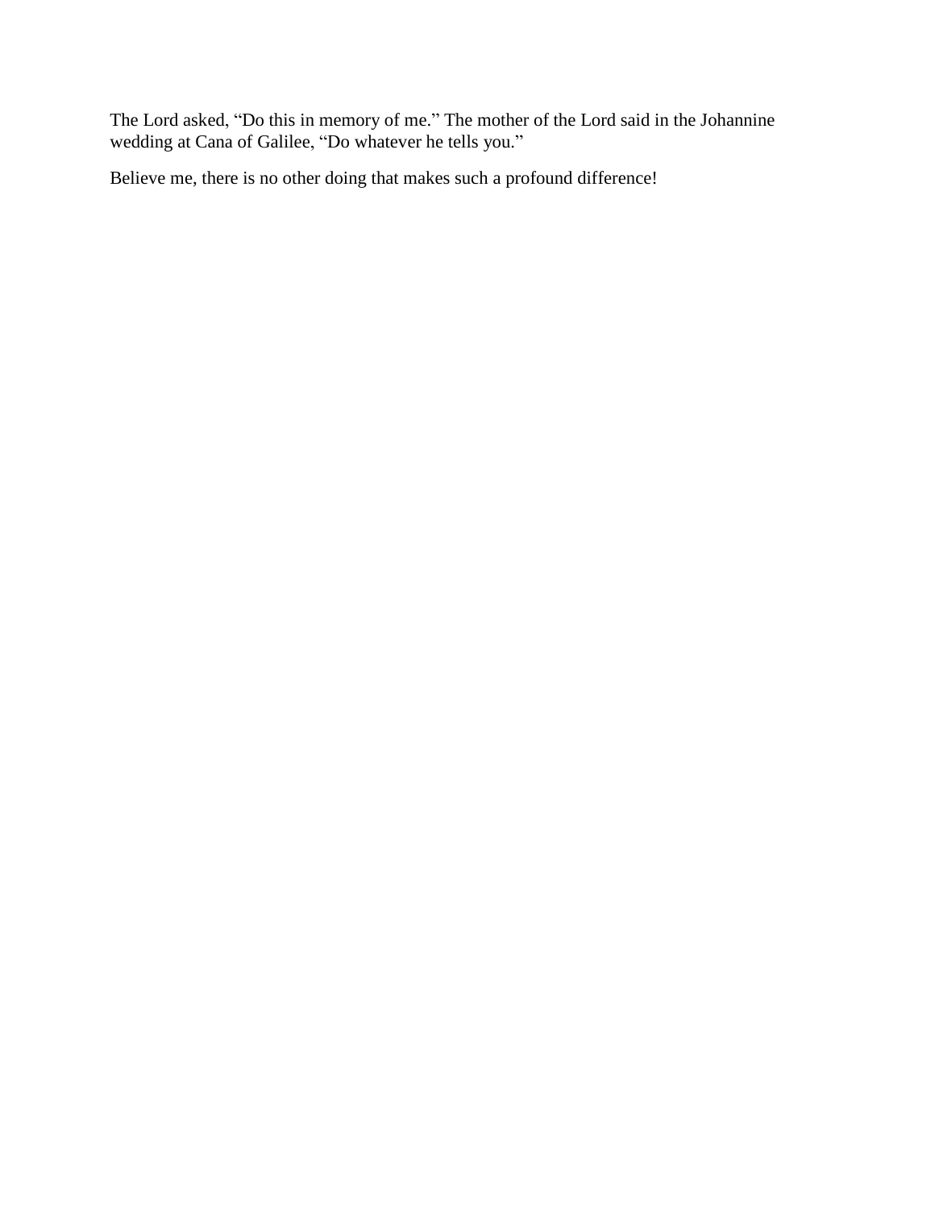The Lord asked, “Do this in memory of me.” The mother of the Lord said in the Johannine wedding at Cana of Galilee, “Do whatever he tells you.”

Believe me, there is no other doing that makes such a profound difference!